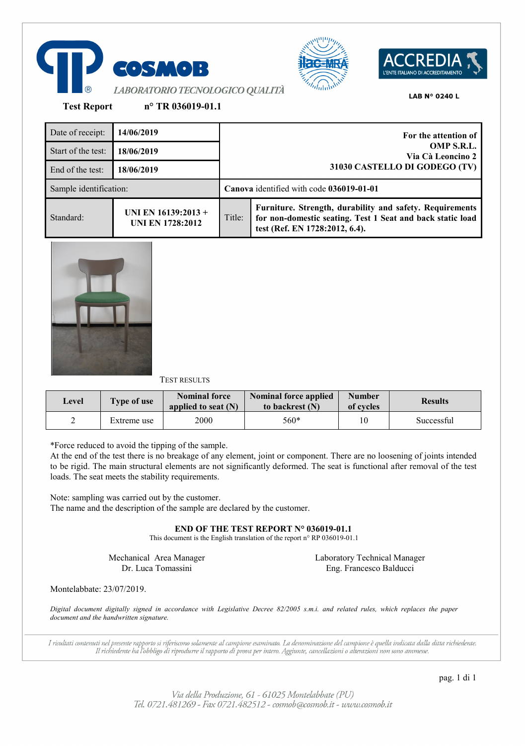COSMOB

*LABORATORIO TECNOLOGICO QUALITÀ*

ACCREDIA L'ENTE ITALIANO DI ACCREDITAMENTO

LAB N° 0240 L

**Test Report** **n° TR 036019-01.1**

| Date of receipt: | **14/06/2019** | **For the attention of OMP S.R.L. Via Cà Leoncino 2 31030 CASTELLO DI GODEGO (TV)** | |
|---|---|---|---|
| Start of the test: | **18/06/2019** | | |
| End of the test: | **18/06/2019** | | |
| Sample identification: | | **Canova** identified with code **036019-01-01** | |
| Standard: | **UNI EN 16139:2013 + UNI EN 1728:2012** | Title: | **Furniture. Strength, durability and safety. Requirements for non-domestic seating. Test 1 Seat and back static load test (Ref. EN 1728:2012, 6.4).** |

TEST RESULTS

| Level | Type of use | Nominal force applied to seat (N) | Nominal force applied to backrest (N) | Number of cycles | Results |
|---|---|---|---|---|---|
| 2 | Extreme use | 2000 | 560* | 10 | Successful |

*Force reduced to avoid the tipping of the sample.

At the end of the test there is no breakage of any element, joint or component. There are no loosening of joints intended to be rigid. The main structural elements are not significantly deformed. The seat is functional after removal of the test loads. The seat meets the stability requirements.

Note: sampling was carried out by the customer.
The name and the description of the sample are declared by the customer.

**END OF THE TEST REPORT N° 036019-01.1**

This document is the English translation of the report n° RP 036019-01.1

Mechanical Area Manager
Dr. Luca Tomassini

Laboratory Technical Manager
Eng. Francesco Balducci

Montelabbate: 23/07/2019.

*Digital document digitally signed in accordance with Legislative Decree 82/2005 s.m.i. and related rules, which replaces the paper document and the handwritten signature.*

*I risultati contenuti nel presente rapporto si riferiscono solamente al campione esaminato. La denominazione del campione è quella indicata dalla ditta richiedente. Il richiedente ha l'obbligo di riprodurre il rapporto di prova per intero. Aggiunte, cancellazioni o alterazioni non sono ammesse.*

*Via della Produzione, 61 - 61025 Montelabbate (PU)*
*Tel. 0721.481269 - Fax 0721.482512 - cosmob@cosmob.it - www.cosmob.it*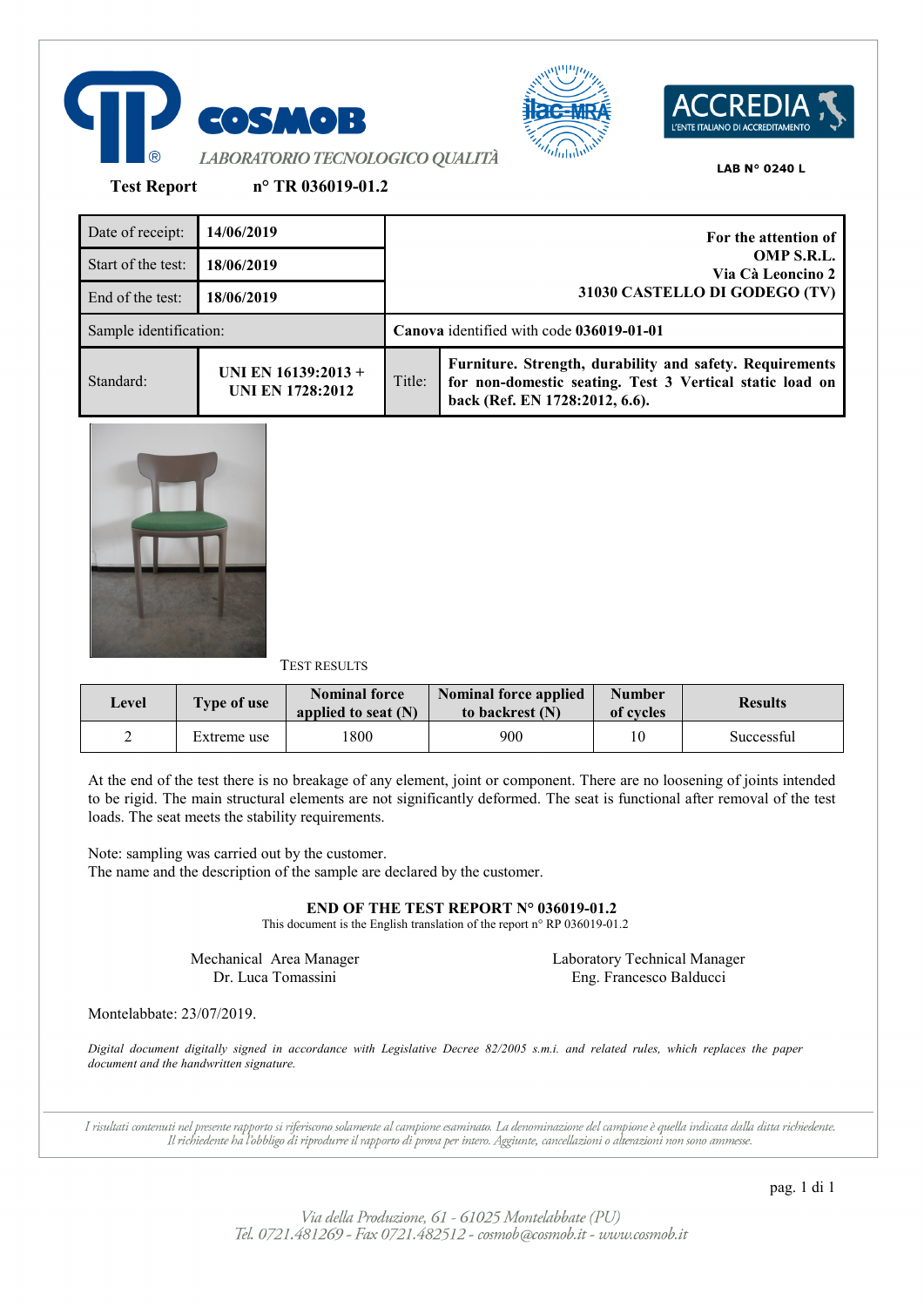COSMOB

*LABORATORIO TECNOLOGICO QUALITÀ*

LAB N° 0240 L

**Test Report** **n° TR 036019-01.2**

| Date of receipt: | **14/06/2019** | **For the attention of OMP S.R.L. Via Cà Leoncino 2 31030 CASTELLO DI GODEGO (TV)** | |
|---|---|---|---|
| Start of the test: | **18/06/2019** | | |
| End of the test: | **18/06/2019** | | |
| Sample identification: | | **Canova** identified with code **036019-01-01** | |
| Standard: | **UNI EN 16139:2013 + UNI EN 1728:2012** | Title: | **Furniture. Strength, durability and safety. Requirements for non-domestic seating. Test 3 Vertical static load on back (Ref. EN 1728:2012, 6.6).** |

TEST RESULTS

| Level | Type of use | Nominal force applied to seat (N) | Nominal force applied to backrest (N) | Number of cycles | Results |
|---|---|---|---|---|---|
| 2 | Extreme use | 1800 | 900 | 10 | Successful |

At the end of the test there is no breakage of any element, joint or component. There are no loosening of joints intended to be rigid. The main structural elements are not significantly deformed. The seat is functional after removal of the test loads. The seat meets the stability requirements.

Note: sampling was carried out by the customer.
The name and the description of the sample are declared by the customer.

**END OF THE TEST REPORT N° 036019-01.2**

This document is the English translation of the report n° RP 036019-01.2

Mechanical Area Manager
Dr. Luca Tomassini

Laboratory Technical Manager
Eng. Francesco Balducci

Montelabbate: 23/07/2019.

*Digital document digitally signed in accordance with Legislative Decree 82/2005 s.m.i. and related rules, which replaces the paper document and the handwritten signature.*

*I risultati contenuti nel presente rapporto si riferiscono solamente al campione esaminato. La denominazione del campione è quella indicata dalla ditta richiedente. Il richiedente ha l'obbligo di riprodurre il rapporto di prova per intero. Aggiunte, cancellazioni o alterazioni non sono ammesse.*

*Via della Produzione, 61 - 61025 Montelabbate (PU)*
*Tel. 0721.481269 - Fax 0721.482512 - cosmob@cosmob.it - www.cosmob.it*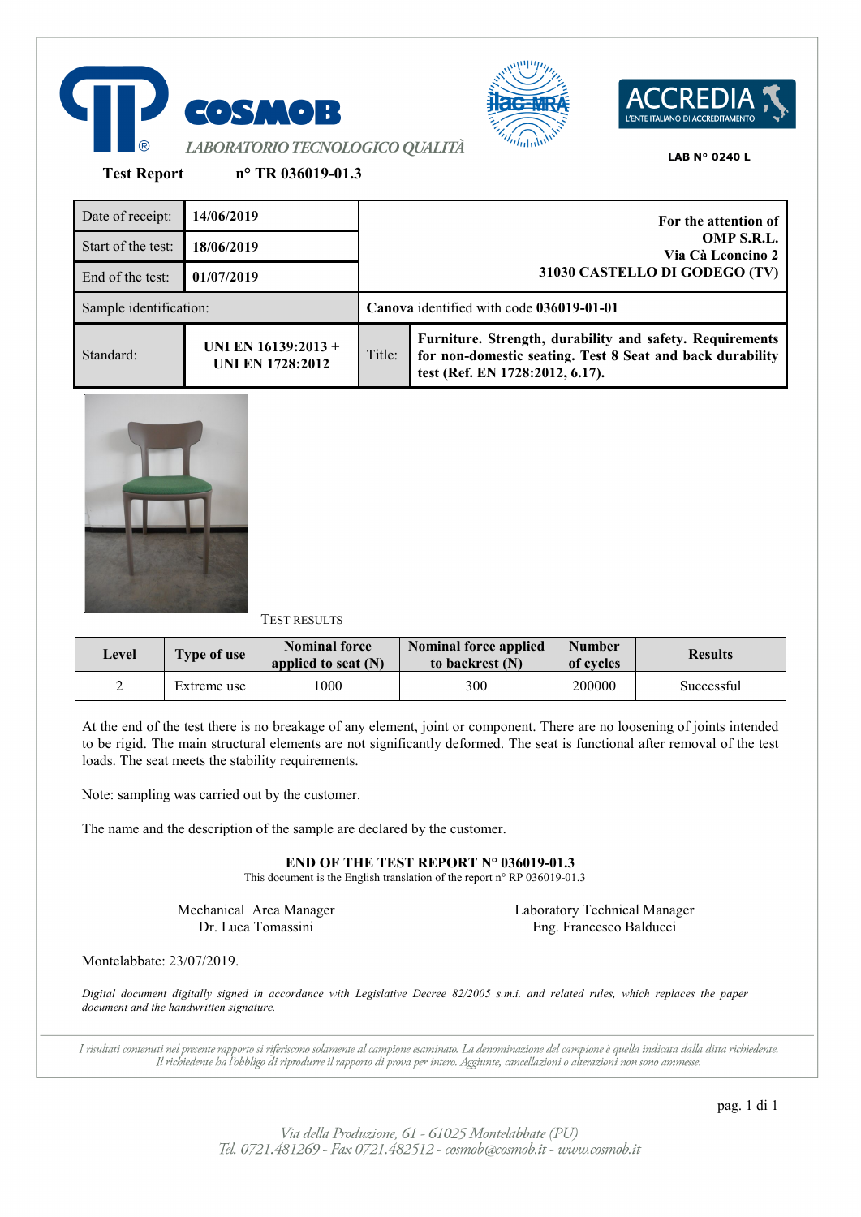COSMOB

*LABORATORIO TECNOLOGICO QUALITÀ*

LAB N° 0240 L

**Test Report** **n° TR 036019-01.3**

| Date of receipt: | **14/06/2019** | **For the attention of OMP S.R.L. Via Cà Leoncino 2 31030 CASTELLO DI GODEGO (TV)** | |
|---|---|---|---|
| Start of the test: | **18/06/2019** | | |
| End of the test: | **01/07/2019** | | |
| Sample identification: | | **Canova** identified with code **036019-01-01** | |
| Standard: | **UNI EN 16139:2013 + UNI EN 1728:2012** | Title: | **Furniture. Strength, durability and safety. Requirements for non-domestic seating. Test 8 Seat and back durability test (Ref. EN 1728:2012, 6.17).** |

TEST RESULTS

| Level | Type of use | Nominal force applied to seat (N) | Nominal force applied to backrest (N) | Number of cycles | Results |
|---|---|---|---|---|---|
| 2 | Extreme use | 1000 | 300 | 200000 | Successful |

At the end of the test there is no breakage of any element, joint or component. There are no loosening of joints intended to be rigid. The main structural elements are not significantly deformed. The seat is functional after removal of the test loads. The seat meets the stability requirements.

Note: sampling was carried out by the customer.

The name and the description of the sample are declared by the customer.

**END OF THE TEST REPORT N° 036019-01.3**

This document is the English translation of the report n° RP 036019-01.3

Mechanical Area Manager
Dr. Luca Tomassini

Laboratory Technical Manager
Eng. Francesco Balducci

Montelabbate: 23/07/2019.

*Digital document digitally signed in accordance with Legislative Decree 82/2005 s.m.i. and related rules, which replaces the paper document and the handwritten signature.*

*I risultati contenuti nel presente rapporto si riferiscono solamente al campione esaminato. La denominazione del campione è quella indicata dalla ditta richiedente. Il richiedente ha l'obbligo di riprodurre il rapporto di prova per intero. Aggiunte, cancellazioni o alterazioni non sono ammesse.*

*Via della Produzione, 61 - 61025 Montelabbate (PU)*
*Tel. 0721.481269 - Fax 0721.482512 - cosmob@cosmob.it - www.cosmob.it*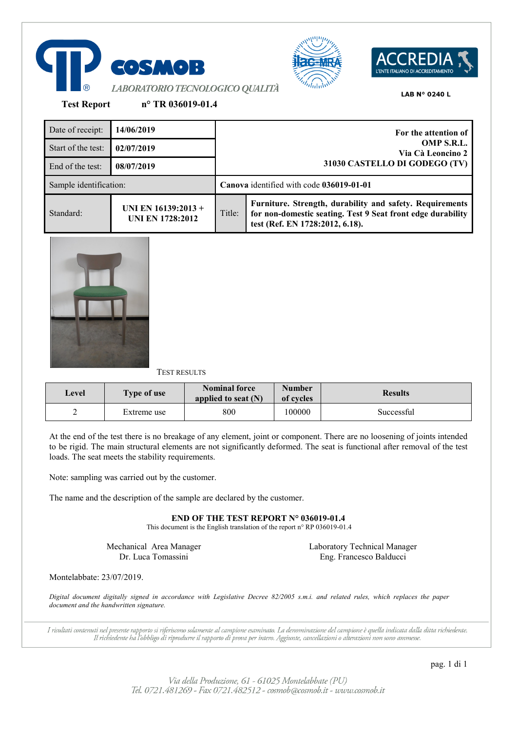COSMOB

*LABORATORIO TECNOLOGICO QUALITÀ*

LAB N° 0240 L

**Test Report** **n° TR 036019-01.4**

| | | | |
|---|---|---|---|
| Date of receipt: | **14/06/2019** | **For the attention of OMP S.R.L. Via Cà Leoncino 2 31030 CASTELLO DI GODEGO (TV)** | |
| Start of the test: | **02/07/2019** | | |
| End of the test: | **08/07/2019** | | |
| Sample identification: | | **Canova** identified with code **036019-01-01** | |
| Standard: | **UNI EN 16139:2013 + UNI EN 1728:2012** | Title: | **Furniture. Strength, durability and safety. Requirements for non-domestic seating. Test 9 Seat front edge durability test (Ref. EN 1728:2012, 6.18).** |

TEST RESULTS

| Level | Type of use | Nominal force applied to seat (N) | Number of cycles | Results |
|---|---|---|---|---|
| 2 | Extreme use | 800 | 100000 | Successful |

At the end of the test there is no breakage of any element, joint or component. There are no loosening of joints intended to be rigid. The main structural elements are not significantly deformed. The seat is functional after removal of the test loads. The seat meets the stability requirements.

Note: sampling was carried out by the customer.

The name and the description of the sample are declared by the customer.

**END OF THE TEST REPORT N° 036019-01.4**

This document is the English translation of the report n° RP 036019-01.4

Mechanical Area Manager
Dr. Luca Tomassini

Laboratory Technical Manager
Eng. Francesco Balducci

Montelabbate: 23/07/2019.

*Digital document digitally signed in accordance with Legislative Decree 82/2005 s.m.i. and related rules, which replaces the paper document and the handwritten signature.*

*I risultati contenuti nel presente rapporto si riferiscono solamente al campione esaminato. La denominazione del campione è quella indicata dalla ditta richiedente. Il richiedente ha l'obbligo di riprodurre il rapporto di prova per intero. Aggiunte, cancellazioni o alterazioni non sono ammesse.*

*Via della Produzione, 61 - 61025 Montelabbate (PU)*
*Tel. 0721.481269 - Fax 0721.482512 - cosmob@cosmob.it - www.cosmob.it*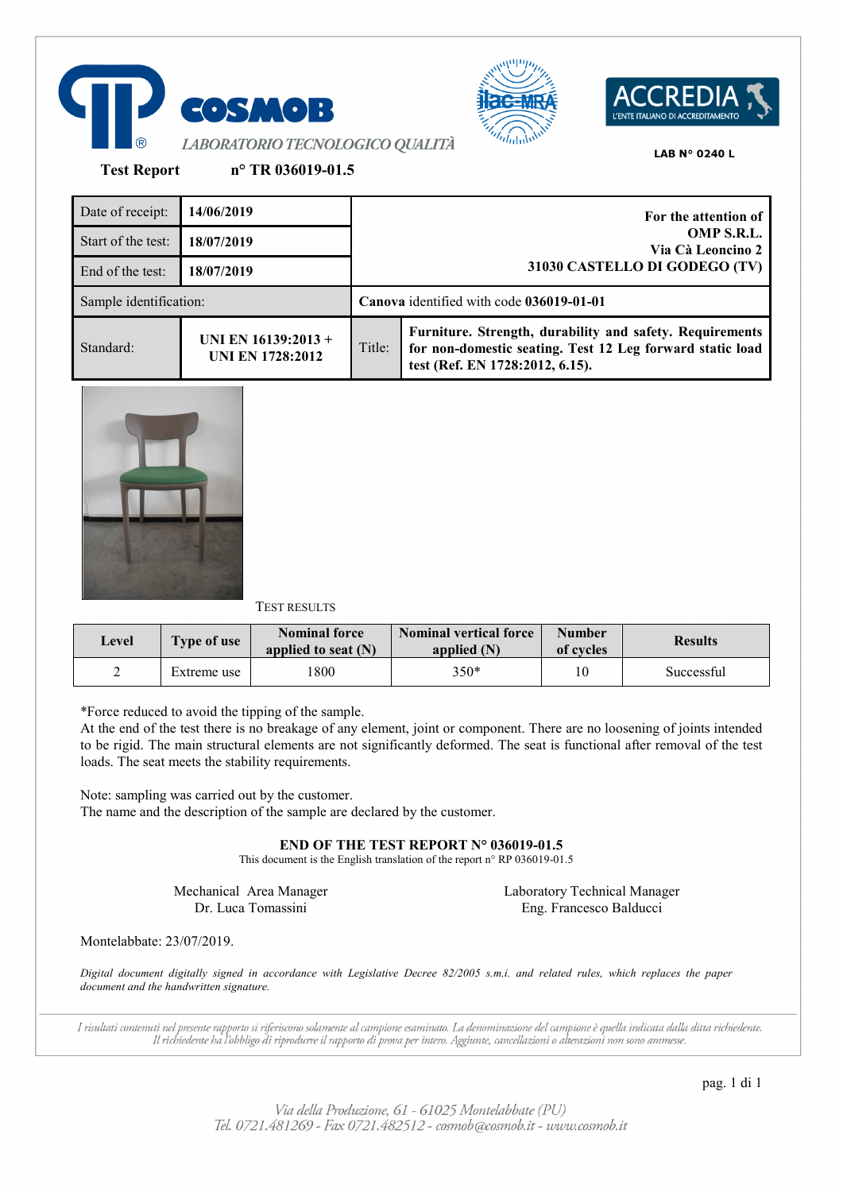COSMOB LABORATORIO TECNOLOGICO QUALITÀ

LAB N° 0240 L

**Test Report** **n° TR 036019-01.5**

| | | | |
|---|---|---|---|
| Date of receipt: | **14/06/2019** | **For the attention of OMP S.R.L. Via Cà Leoncino 2 31030 CASTELLO DI GODEGO (TV)** | |
| Start of the test: | **18/07/2019** | | |
| End of the test: | **18/07/2019** | | |
| Sample identification: | | **Canova** identified with code **036019-01-01** | |
| Standard: | **UNI EN 16139:2013 + UNI EN 1728:2012** | Title: | **Furniture. Strength, durability and safety. Requirements for non-domestic seating. Test 12 Leg forward static load test (Ref. EN 1728:2012, 6.15).** |

TEST RESULTS

| Level | Type of use | Nominal force applied to seat (N) | Nominal vertical force applied (N) | Number of cycles | Results |
|---|---|---|---|---|---|
| 2 | Extreme use | 1800 | 350* | 10 | Successful |

*Force reduced to avoid the tipping of the sample.
At the end of the test there is no breakage of any element, joint or component. There are no loosening of joints intended to be rigid. The main structural elements are not significantly deformed. The seat is functional after removal of the test loads. The seat meets the stability requirements.

Note: sampling was carried out by the customer.
The name and the description of the sample are declared by the customer.

**END OF THE TEST REPORT N° 036019-01.5**
This document is the English translation of the report n° RP 036019-01.5

Mechanical Area Manager
Dr. Luca Tomassini

Laboratory Technical Manager
Eng. Francesco Balducci

Montelabbate: 23/07/2019.

*Digital document digitally signed in accordance with Legislative Decree 82/2005 s.m.i. and related rules, which replaces the paper document and the handwritten signature.*

*I risultati contenuti nel presente rapporto si riferiscono solamente al campione esaminato. La denominazione del campione è quella indicata dalla ditta richiedente. Il richiedente ha l'obbligo di riprodurre il rapporto di prova per intero. Aggiunte, cancellazioni o alterazioni non sono ammesse.*

*Via della Produzione, 61 - 61025 Montelabbate (PU)*
*Tel. 0721.481269 - Fax 0721.482512 - cosmob@cosmob.it - www.cosmob.it*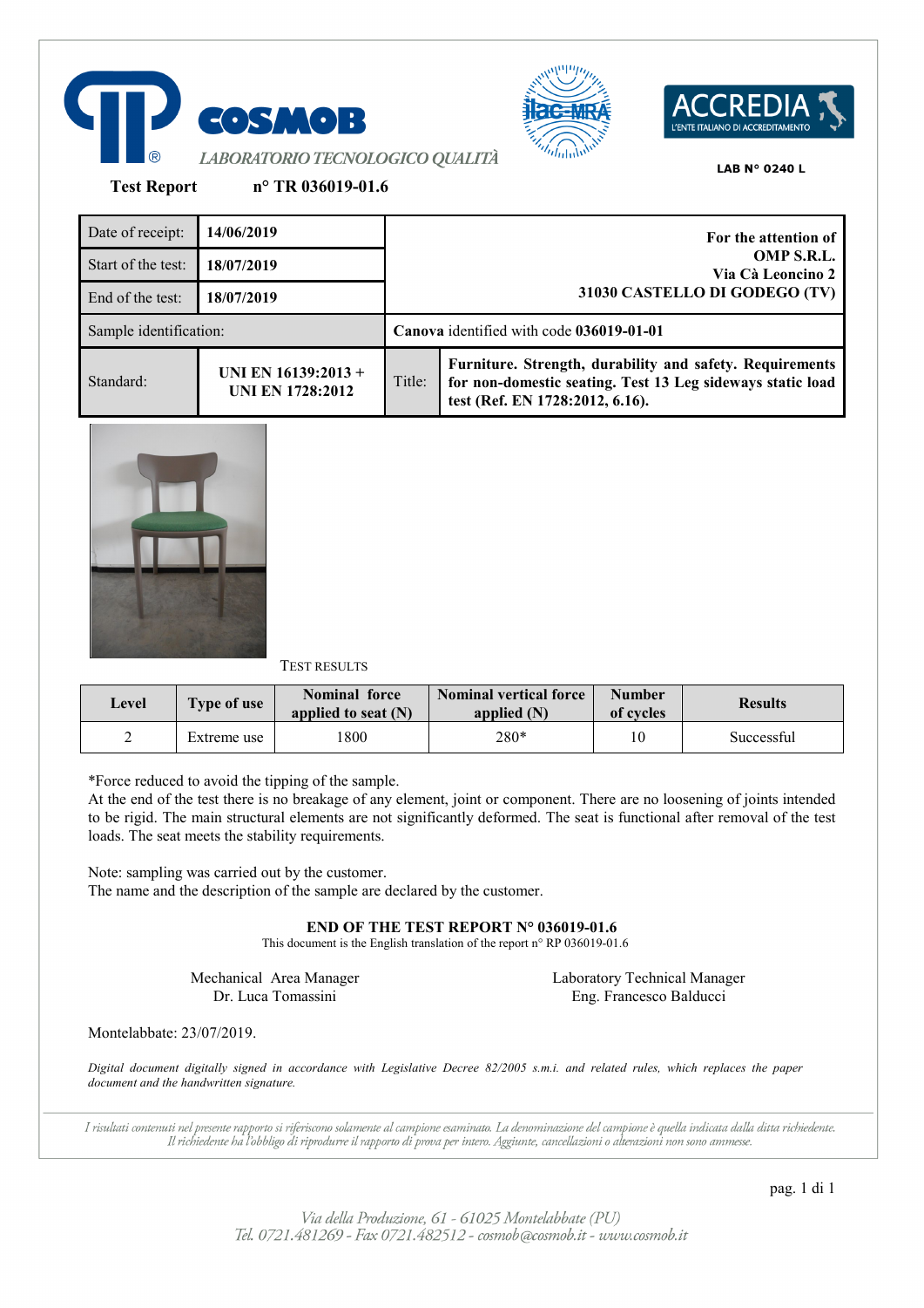**COSMOB**

*LABORATORIO TECNOLOGICO QUALITÀ*

LAB N° 0240 L

**Test Report** **n° TR 036019-01.6**

| Date of receipt: | **14/06/2019** | **For the attention of OMP S.R.L. Via Cà Leoncino 2 31030 CASTELLO DI GODEGO (TV)** | |
|---|---|---|---|
| Start of the test: | **18/07/2019** | | |
| End of the test: | **18/07/2019** | | |
| Sample identification: | | **Canova** identified with code **036019-01-01** | |
| Standard: | **UNI EN 16139:2013 + UNI EN 1728:2012** | Title: | **Furniture. Strength, durability and safety. Requirements for non-domestic seating. Test 13 Leg sideways static load test (Ref. EN 1728:2012, 6.16).** |

TEST RESULTS

| Level | Type of use | Nominal force applied to seat (N) | Nominal vertical force applied (N) | Number of cycles | Results |
|---|---|---|---|---|---|
| 2 | Extreme use | 1800 | 280* | 10 | Successful |

*Force reduced to avoid the tipping of the sample.

At the end of the test there is no breakage of any element, joint or component. There are no loosening of joints intended to be rigid. The main structural elements are not significantly deformed. The seat is functional after removal of the test loads. The seat meets the stability requirements.

Note: sampling was carried out by the customer.
The name and the description of the sample are declared by the customer.

**END OF THE TEST REPORT N° 036019-01.6**

This document is the English translation of the report n° RP 036019-01.6

Mechanical Area Manager
Dr. Luca Tomassini

Laboratory Technical Manager
Eng. Francesco Balducci

Montelabbate: 23/07/2019.

*Digital document digitally signed in accordance with Legislative Decree 82/2005 s.m.i. and related rules, which replaces the paper document and the handwritten signature.*

*I risultati contenuti nel presente rapporto si riferiscono solamente al campione esaminato. La denominazione del campione è quella indicata dalla ditta richiedente. Il richiedente ha l'obbligo di riprodurre il rapporto di prova per intero. Aggiunte, cancellazioni o alterazioni non sono ammesse.*

*Via della Produzione, 61 - 61025 Montelabbate (PU)*
*Tel. 0721.481269 - Fax 0721.482512 - cosmob@cosmob.it - www.cosmob.it*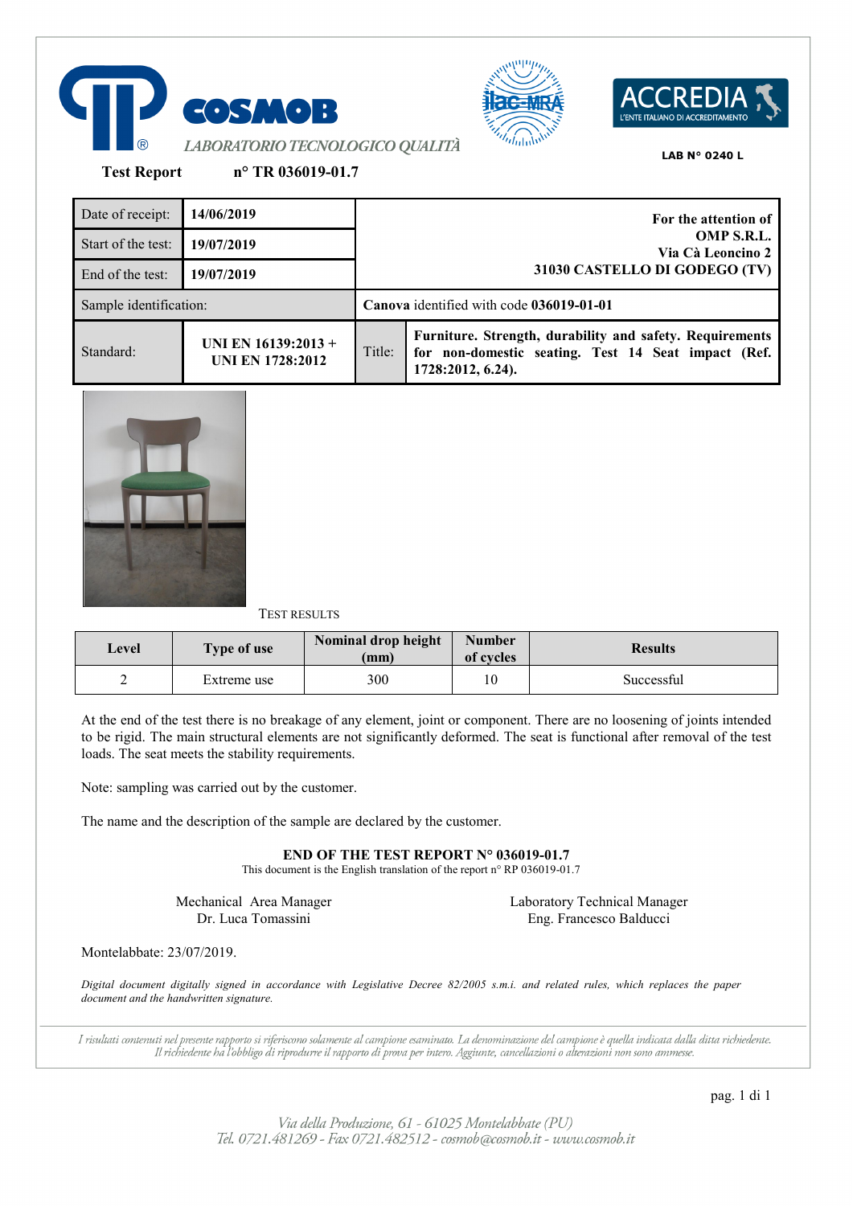COSMOB
*LABORATORIO TECNOLOGICO QUALITÀ*

ACCREDIA
L'ENTE ITALIANO DI ACCREDITAMENTO

LAB N° 0240 L

**Test Report** **n° TR 036019-01.7**

| Date of receipt: | **14/06/2019** | **For the attention of OMP S.R.L. Via Cà Leoncino 2 31030 CASTELLO DI GODEGO (TV)** | |
|---|---|---|---|
| Start of the test: | **19/07/2019** | | |
| End of the test: | **19/07/2019** | | |
| Sample identification: | | **Canova** identified with code **036019-01-01** | |
| Standard: | **UNI EN 16139:2013 + UNI EN 1728:2012** | Title: | **Furniture. Strength, durability and safety. Requirements for non-domestic seating. Test 14 Seat impact (Ref. 1728:2012, 6.24).** |

TEST RESULTS

| Level | Type of use | Nominal drop height (mm) | Number of cycles | Results |
|---|---|---|---|---|
| 2 | Extreme use | 300 | 10 | Successful |

At the end of the test there is no breakage of any element, joint or component. There are no loosening of joints intended to be rigid. The main structural elements are not significantly deformed. The seat is functional after removal of the test loads. The seat meets the stability requirements.

Note: sampling was carried out by the customer.

The name and the description of the sample are declared by the customer.

**END OF THE TEST REPORT N° 036019-01.7**

This document is the English translation of the report n° RP 036019-01.7

Mechanical Area Manager
Dr. Luca Tomassini

Laboratory Technical Manager
Eng. Francesco Balducci

Montelabbate: 23/07/2019.

*Digital document digitally signed in accordance with Legislative Decree 82/2005 s.m.i. and related rules, which replaces the paper document and the handwritten signature.*

*I risultati contenuti nel presente rapporto si riferiscono solamente al campione esaminato. La denominazione del campione è quella indicata dalla ditta richiedente. Il richiedente ha l'obbligo di riprodurre il rapporto di prova per intero. Aggiunte, cancellazioni o alterazioni non sono ammesse.*

*Via della Produzione, 61 - 61025 Montelabbate (PU)*
*Tel. 0721.481269 - Fax 0721.482512 - cosmob@cosmob.it - www.cosmob.it*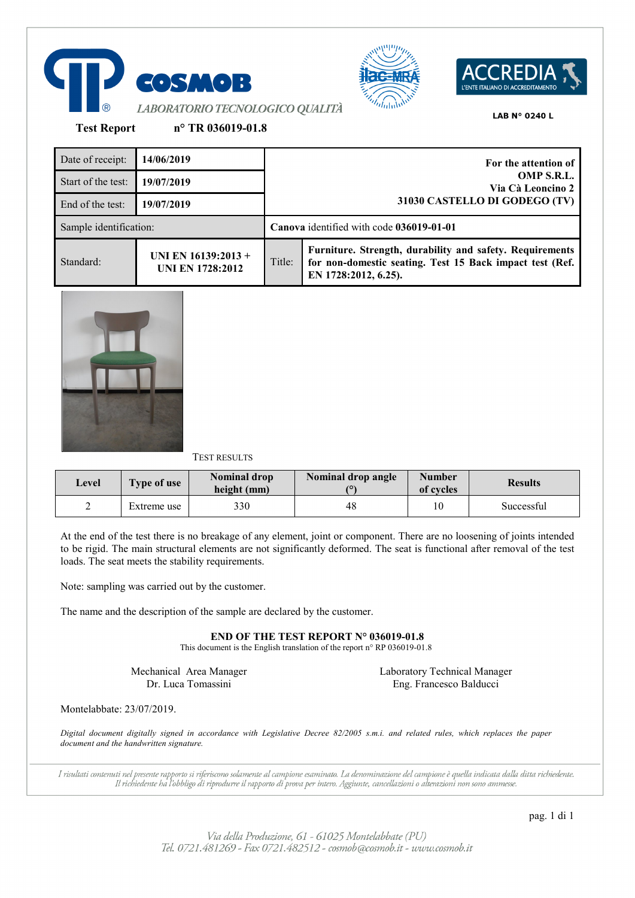**COSMOB**

*LABORATORIO TECNOLOGICO QUALITÀ*

LAB N° 0240 L

**Test Report** **n° TR 036019-01.8**

| | | | |
|---|---|---|---|
| Date of receipt: | **14/06/2019** | **For the attention of OMP S.R.L. Via Cà Leoncino 2 31030 CASTELLO DI GODEGO (TV)** | |
| Start of the test: | **19/07/2019** | | |
| End of the test: | **19/07/2019** | | |
| Sample identification: | | **Canova** identified with code **036019-01-01** | |
| Standard: | **UNI EN 16139:2013 + UNI EN 1728:2012** | Title: | **Furniture. Strength, durability and safety. Requirements for non-domestic seating. Test 15 Back impact test (Ref. EN 1728:2012, 6.25).** |

TEST RESULTS

| Level | Type of use | Nominal drop height (mm) | Nominal drop angle (°) | Number of cycles | Results |
|---|---|---|---|---|---|
| 2 | Extreme use | 330 | 48 | 10 | Successful |

At the end of the test there is no breakage of any element, joint or component. There are no loosening of joints intended to be rigid. The main structural elements are not significantly deformed. The seat is functional after removal of the test loads. The seat meets the stability requirements.

Note: sampling was carried out by the customer.

The name and the description of the sample are declared by the customer.

**END OF THE TEST REPORT N° 036019-01.8**

This document is the English translation of the report n° RP 036019-01.8

Mechanical Area Manager
Dr. Luca Tomassini

Laboratory Technical Manager
Eng. Francesco Balducci

Montelabbate: 23/07/2019.

*Digital document digitally signed in accordance with Legislative Decree 82/2005 s.m.i. and related rules, which replaces the paper document and the handwritten signature.*

*I risultati contenuti nel presente rapporto si riferiscono solamente al campione esaminato. La denominazione del campione è quella indicata dalla ditta richiedente. Il richiedente ha l'obbligo di riprodurre il rapporto di prova per intero. Aggiunte, cancellazioni o alterazioni non sono ammesse.*

*Via della Produzione, 61 - 61025 Montelabbate (PU)*
*Tel. 0721.481269 - Fax 0721.482512 - cosmob@cosmob.it - www.cosmob.it*